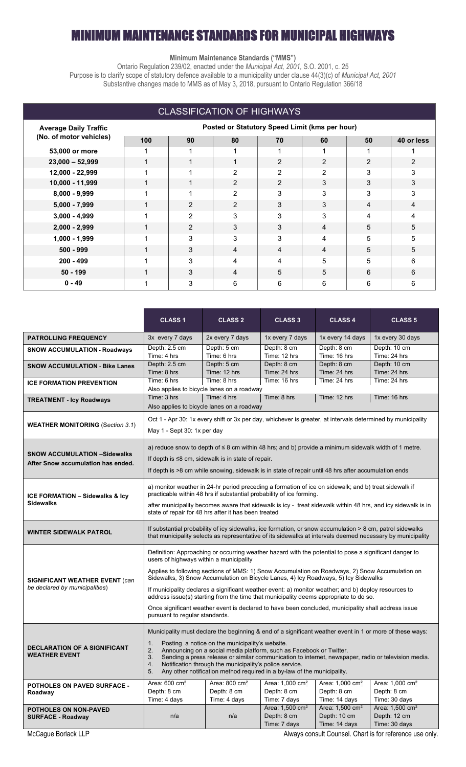# MINIMUM MAINTENANCE STANDARDS FOR MUNICIPAL HIGHWAYS

**Minimum Maintenance Standards ("MMS")**

Ontario Regulation 239/02, enacted under the *Municipal Act, 2001*, S.O. 2001, c. 25
Purpose is to clarify scope of statutory defence available to a municipality under clause 44(3)(c) of *Municipal Act, 2001*
Substantive changes made to MMS as of May 3, 2018, pursuant to Ontario Regulation 366/18

## CLASSIFICATION OF HIGHWAYS

| Average Daily Traffic (No. of motor vehicles) | Posted or Statutory Speed Limit (kms per hour) | | | | | | |
|---|---|---|---|---|---|---|---|
| | 100 | 90 | 80 | 70 | 60 | 50 | 40 or less |
| 53,000 or more | 1 | 1 | 1 | 1 | 1 | 1 | 1 |
| 23,000 – 52,999 | 1 | 1 | 1 | 2 | 2 | 2 | 2 |
| 12,000 - 22,999 | 1 | 1 | 2 | 2 | 2 | 3 | 3 |
| 10,000 - 11,999 | 1 | 1 | 2 | 2 | 3 | 3 | 3 |
| 8,000 - 9,999 | 1 | 1 | 2 | 3 | 3 | 3 | 3 |
| 5,000 - 7,999 | 1 | 2 | 2 | 3 | 3 | 4 | 4 |
| 3,000 - 4,999 | 1 | 2 | 3 | 3 | 3 | 4 | 4 |
| 2,000 - 2,999 | 1 | 2 | 3 | 3 | 4 | 5 | 5 |
| 1,000 - 1,999 | 1 | 3 | 3 | 3 | 4 | 5 | 5 |
| 500 - 999 | 1 | 3 | 4 | 4 | 4 | 5 | 5 |
| 200 - 499 | 1 | 3 | 4 | 4 | 5 | 5 | 6 |
| 50 - 199 | 1 | 3 | 4 | 5 | 5 | 6 | 6 |
| 0 - 49 | 1 | 3 | 6 | 6 | 6 | 6 | 6 |

| | CLASS 1 | CLASS 2 | CLASS 3 | CLASS 4 | CLASS 5 |
|---|---|---|---|---|---|
| **PATROLLING FREQUENCY** | 3x every 7 days | 2x every 7 days | 1x every 7 days | 1x every 14 days | 1x every 30 days |
| **SNOW ACCUMULATION - Roadways** | Depth: 2.5 cm<br>Time: 4 hrs | Depth: 5 cm<br>Time: 6 hrs | Depth: 8 cm<br>Time: 12 hrs | Depth: 8 cm<br>Time: 16 hrs | Depth: 10 cm<br>Time: 24 hrs |
| **SNOW ACCUMULATION - Bike Lanes** | Depth: 2.5 cm<br>Time: 8 hrs | Depth: 5 cm<br>Time: 12 hrs | Depth: 8 cm<br>Time: 24 hrs | Depth: 8 cm<br>Time: 24 hrs | Depth: 10 cm<br>Time: 24 hrs |
| **ICE FORMATION PREVENTION** | Time: 6 hrs | Time: 8 hrs | Time: 16 hrs | Time: 24 hrs | Time: 24 hrs |
| | Also applies to bicycle lanes on a roadway | | | | |
| **TREATMENT - Icy Roadways** | Time: 3 hrs | Time: 4 hrs | Time: 8 hrs | Time: 12 hrs | Time: 16 hrs |
| | Also applies to bicycle lanes on a roadway | | | | |
| **WEATHER MONITORING** (*Section 3.1*) | Oct 1 - Apr 30: 1x every shift or 3x per day, whichever is greater, at intervals determined by municipality<br>May 1 - Sept 30: 1x per day | | | | |
| **SNOW ACCUMULATION –Sidewalks After Snow accumulation has ended.** | a) reduce snow to depth of ≤ 8 cm within 48 hrs; and b) provide a minimum sidewalk width of 1 metre.<br>If depth is ≤8 cm, sidewalk is in state of repair.<br>If depth is >8 cm while snowing, sidewalk is in state of repair until 48 hrs after accumulation ends | | | | |
| **ICE FORMATION – Sidewalks & Icy Sidewalks** | a) monitor weather in 24-hr period preceding a formation of ice on sidewalk; and b) treat sidewalk if practicable within 48 hrs if substantial probability of ice forming.<br>after municipality becomes aware that sidewalk is icy - treat sidewalk within 48 hrs, and icy sidewalk is in state of repair for 48 hrs after it has been treated | | | | |
| **WINTER SIDEWALK PATROL** | If substantial probability of icy sidewalks, ice formation, or snow accumulation > 8 cm, patrol sidewalks that municipality selects as representative of its sidewalks at intervals deemed necessary by municipality | | | | |
| **SIGNIFICANT WEATHER EVENT** (*can be declared by municipalities*) | Definition: Approaching or occurring weather hazard with the potential to pose a significant danger to users of highways within a municipality<br>Applies to following sections of MMS: 1) Snow Accumulation on Roadways, 2) Snow Accumulation on Sidewalks, 3) Snow Accumulation on Bicycle Lanes, 4) Icy Roadways, 5) Icy Sidewalks<br>If municipality declares a significant weather event: a) monitor weather; and b) deploy resources to address issue(s) starting from the time that municipality deems appropriate to do so.<br>Once significant weather event is declared to have been concluded, municipality shall address issue pursuant to regular standards. | | | | |
| **DECLARATION OF A SIGNIFICANT WEATHER EVENT** | Municipality must declare the beginning & end of a significant weather event in 1 or more of these ways:<br>1. Posting a notice on the municipality's website.<br>2. Announcing on a social media platform, such as Facebook or Twitter.<br>3. Sending a press release or similar communication to internet, newspaper, radio or television media.<br>4. Notification through the municipality's police service.<br>5. Any other notification method required in a by-law of the municipality. | | | | |
| **POTHOLES ON PAVED SURFACE - Roadway** | Area: 600 cm²<br>Depth: 8 cm<br>Time: 4 days | Area: 800 cm²<br>Depth: 8 cm<br>Time: 4 days | Area: 1,000 cm²<br>Depth: 8 cm<br>Time: 7 days | Area: 1,000 cm²<br>Depth: 8 cm<br>Time: 14 days | Area: 1,000 cm²<br>Depth: 8 cm<br>Time: 30 days |
| **POTHOLES ON NON-PAVED SURFACE - Roadway** | n/a | n/a | Area: 1,500 cm²<br>Depth: 8 cm<br>Time: 7 days | Area: 1,500 cm²<br>Depth: 10 cm<br>Time: 14 days | Area: 1,500 cm²<br>Depth: 12 cm<br>Time: 30 days |

McCague Borlack LLP — Always consult Counsel. Chart is for reference use only.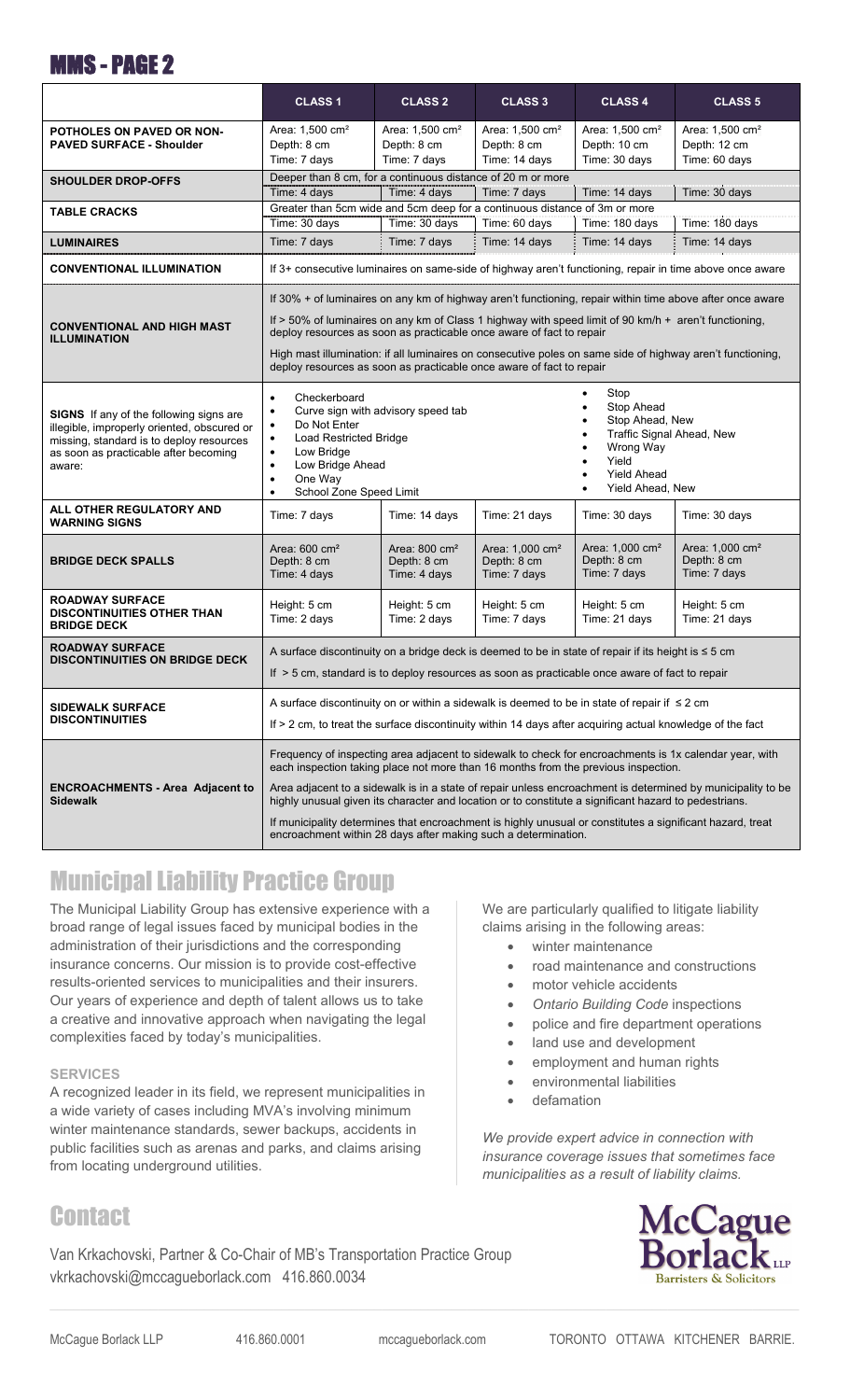# MMS - PAGE 2

| | CLASS 1 | CLASS 2 | CLASS 3 | CLASS 4 | CLASS 5 |
|---|---|---|---|---|---|
| **POTHOLES ON PAVED OR NON-PAVED SURFACE - Shoulder** | Area: 1,500 cm² Depth: 8 cm Time: 7 days | Area: 1,500 cm² Depth: 8 cm Time: 7 days | Area: 1,500 cm² Depth: 8 cm Time: 14 days | Area: 1,500 cm² Depth: 10 cm Time: 30 days | Area: 1,500 cm² Depth: 12 cm Time: 60 days |
| **SHOULDER DROP-OFFS** | Deeper than 8 cm, for a continuous distance of 20 m or more Time: 4 days | Time: 4 days | Time: 7 days | Time: 14 days | Time: 30 days |
| **TABLE CRACKS** | Greater than 5cm wide and 5cm deep for a continuous distance of 3m or more Time: 30 days | Time: 30 days | Time: 60 days | Time: 180 days | Time: 180 days |
| **LUMINAIRES** | Time: 7 days | Time: 7 days | Time: 14 days | Time: 14 days | Time: 14 days |
| **CONVENTIONAL ILLUMINATION** | If 3+ consecutive luminaires on same-side of highway aren't functioning, repair in time above once aware | | | | |
| **CONVENTIONAL AND HIGH MAST ILLUMINATION** | If 30% + of luminaires on any km of highway aren't functioning, repair within time above after once aware<br><br>If > 50% of luminaires on any km of Class 1 highway with speed limit of 90 km/h + aren't functioning, deploy resources as soon as practicable once aware of fact to repair<br><br>High mast illumination: if all luminaires on consecutive poles on same side of highway aren't functioning, deploy resources as soon as practicable once aware of fact to repair | | | | |
| **SIGNS** If any of the following signs are illegible, improperly oriented, obscured or missing, standard is to deploy resources as soon as practicable after becoming aware: | • Checkerboard<br>• Curve sign with advisory speed tab<br>• Do Not Enter<br>• Load Restricted Bridge<br>• Low Bridge<br>• Low Bridge Ahead<br>• One Way<br>• School Zone Speed Limit | | | • Stop<br>• Stop Ahead<br>• Stop Ahead, New<br>• Traffic Signal Ahead, New<br>• Wrong Way<br>• Yield<br>• Yield Ahead<br>• Yield Ahead, New | |
| **ALL OTHER REGULATORY AND WARNING SIGNS** | Time: 7 days | Time: 14 days | Time: 21 days | Time: 30 days | Time: 30 days |
| **BRIDGE DECK SPALLS** | Area: 600 cm² Depth: 8 cm Time: 4 days | Area: 800 cm² Depth: 8 cm Time: 4 days | Area: 1,000 cm² Depth: 8 cm Time: 7 days | Area: 1,000 cm² Depth: 8 cm Time: 7 days | Area: 1,000 cm² Depth: 8 cm Time: 7 days |
| **ROADWAY SURFACE DISCONTINUITIES OTHER THAN BRIDGE DECK** | Height: 5 cm Time: 2 days | Height: 5 cm Time: 2 days | Height: 5 cm Time: 7 days | Height: 5 cm Time: 21 days | Height: 5 cm Time: 21 days |
| **ROADWAY SURFACE DISCONTINUITIES ON BRIDGE DECK** | A surface discontinuity on a bridge deck is deemed to be in state of repair if its height is ≤ 5 cm<br><br>If > 5 cm, standard is to deploy resources as soon as practicable once aware of fact to repair | | | | |
| **SIDEWALK SURFACE DISCONTINUITIES** | A surface discontinuity on or within a sidewalk is deemed to be in state of repair if ≤ 2 cm<br><br>If > 2 cm, to treat the surface discontinuity within 14 days after acquiring actual knowledge of the fact | | | | |
| **ENCROACHMENTS - Area Adjacent to Sidewalk** | Frequency of inspecting area adjacent to sidewalk to check for encroachments is 1x calendar year, with each inspection taking place not more than 16 months from the previous inspection.<br><br>Area adjacent to a sidewalk is in a state of repair unless encroachment is determined by municipality to be highly unusual given its character and location or to constitute a significant hazard to pedestrians.<br><br>If municipality determines that encroachment is highly unusual or constitutes a significant hazard, treat encroachment within 28 days after making such a determination. | | | | |

## Municipal Liability Practice Group

The Municipal Liability Group has extensive experience with a broad range of legal issues faced by municipal bodies in the administration of their jurisdictions and the corresponding insurance concerns. Our mission is to provide cost-effective results-oriented services to municipalities and their insurers. Our years of experience and depth of talent allows us to take a creative and innovative approach when navigating the legal complexities faced by today's municipalities.

### SERVICES

A recognized leader in its field, we represent municipalities in a wide variety of cases including MVA's involving minimum winter maintenance standards, sewer backups, accidents in public facilities such as arenas and parks, and claims arising from locating underground utilities.

We are particularly qualified to litigate liability claims arising in the following areas:

- winter maintenance
- road maintenance and constructions
- motor vehicle accidents
- *Ontario Building Code* inspections
- police and fire department operations
- land use and development
- employment and human rights
- environmental liabilities
- defamation

*We provide expert advice in connection with insurance coverage issues that sometimes face municipalities as a result of liability claims.*

## Contact

Van Krkachovski, Partner & Co-Chair of MB's Transportation Practice Group
vkrkachovski@mccagueborlack.com 416.860.0034

McCague Borlack LLP Barristers & Solicitors

McCague Borlack LLP 416.860.0001 mccagueborlack.com TORONTO OTTAWA KITCHENER BARRIE.